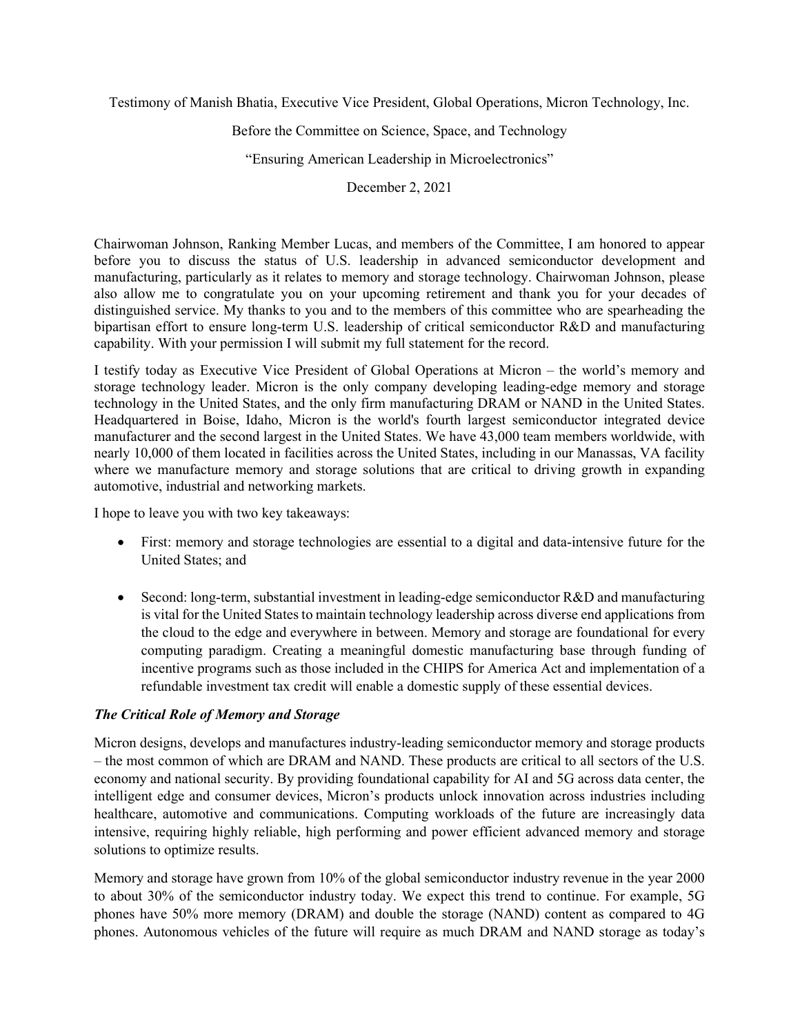Testimony of Manish Bhatia, Executive Vice President, Global Operations, Micron Technology, Inc.

Before the Committee on Science, Space, and Technology

"Ensuring American Leadership in Microelectronics"

December 2, 2021

Chairwoman Johnson, Ranking Member Lucas, and members of the Committee, I am honored to appear before you to discuss the status of U.S. leadership in advanced semiconductor development and manufacturing, particularly as it relates to memory and storage technology. Chairwoman Johnson, please also allow me to congratulate you on your upcoming retirement and thank you for your decades of distinguished service. My thanks to you and to the members of this committee who are spearheading the bipartisan effort to ensure long-term U.S. leadership of critical semiconductor R&D and manufacturing capability. With your permission I will submit my full statement for the record.

I testify today as Executive Vice President of Global Operations at Micron – the world's memory and storage technology leader. Micron is the only company developing leading-edge memory and storage technology in the United States, and the only firm manufacturing DRAM or NAND in the United States. Headquartered in Boise, Idaho, Micron is the world's fourth largest semiconductor integrated device manufacturer and the second largest in the United States. We have 43,000 team members worldwide, with nearly 10,000 of them located in facilities across the United States, including in our Manassas, VA facility where we manufacture memory and storage solutions that are critical to driving growth in expanding automotive, industrial and networking markets.

I hope to leave you with two key takeaways:

- First: memory and storage technologies are essential to a digital and data-intensive future for the United States; and

- Second: long-term, substantial investment in leading-edge semiconductor R&D and manufacturing is vital for the United States to maintain technology leadership across diverse end applications from the cloud to the edge and everywhere in between. Memory and storage are foundational for every computing paradigm. Creating a meaningful domestic manufacturing base through funding of incentive programs such as those included in the CHIPS for America Act and implementation of a refundable investment tax credit will enable a domestic supply of these essential devices.

***The Critical Role of Memory and Storage***

Micron designs, develops and manufactures industry-leading semiconductor memory and storage products – the most common of which are DRAM and NAND. These products are critical to all sectors of the U.S. economy and national security. By providing foundational capability for AI and 5G across data center, the intelligent edge and consumer devices, Micron's products unlock innovation across industries including healthcare, automotive and communications. Computing workloads of the future are increasingly data intensive, requiring highly reliable, high performing and power efficient advanced memory and storage solutions to optimize results.

Memory and storage have grown from 10% of the global semiconductor industry revenue in the year 2000 to about 30% of the semiconductor industry today. We expect this trend to continue. For example, 5G phones have 50% more memory (DRAM) and double the storage (NAND) content as compared to 4G phones. Autonomous vehicles of the future will require as much DRAM and NAND storage as today's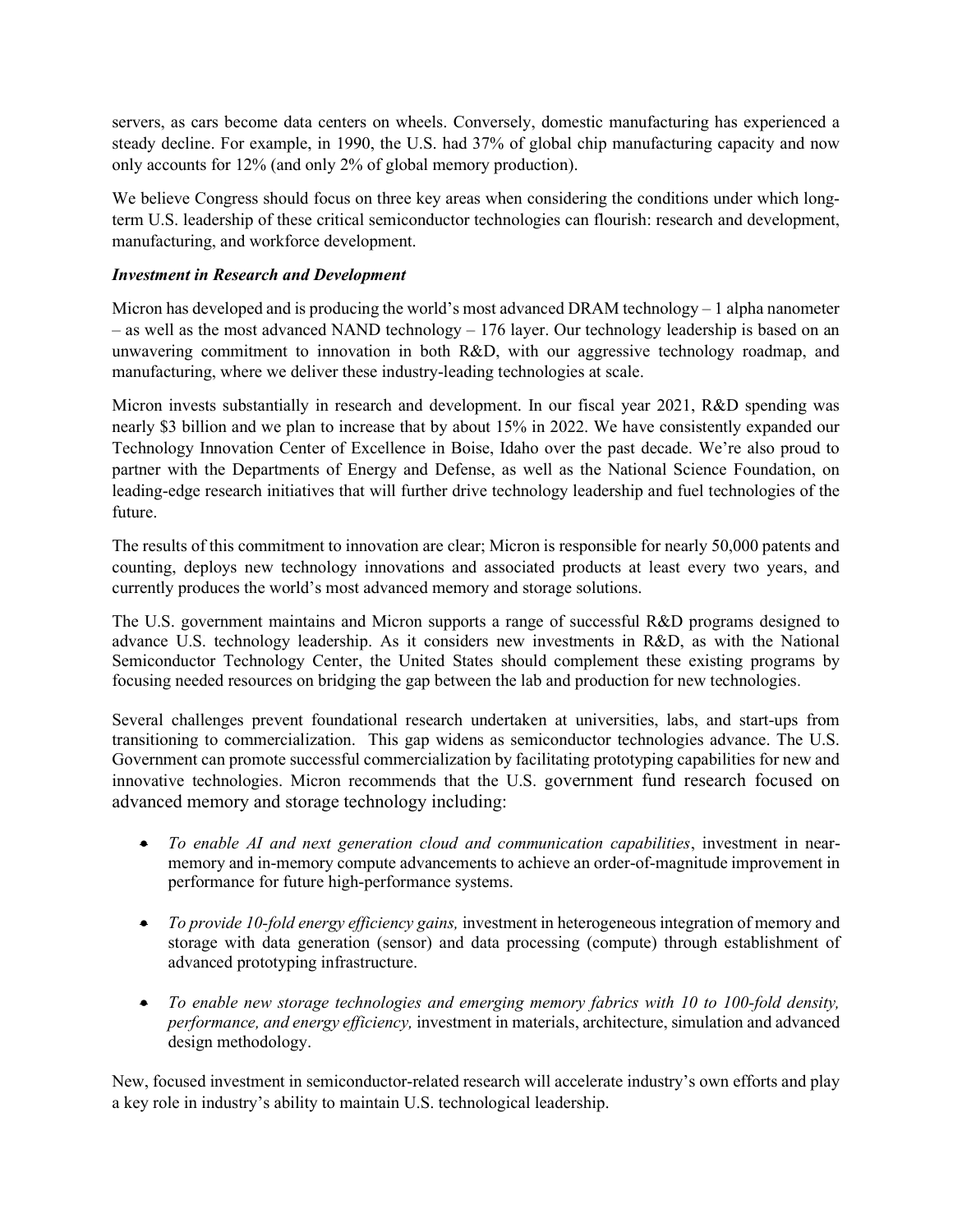servers, as cars become data centers on wheels. Conversely, domestic manufacturing has experienced a steady decline. For example, in 1990, the U.S. had 37% of global chip manufacturing capacity and now only accounts for 12% (and only 2% of global memory production).

We believe Congress should focus on three key areas when considering the conditions under which long-term U.S. leadership of these critical semiconductor technologies can flourish: research and development, manufacturing, and workforce development.

***Investment in Research and Development***

Micron has developed and is producing the world's most advanced DRAM technology – 1 alpha nanometer – as well as the most advanced NAND technology – 176 layer. Our technology leadership is based on an unwavering commitment to innovation in both R&D, with our aggressive technology roadmap, and manufacturing, where we deliver these industry-leading technologies at scale.

Micron invests substantially in research and development. In our fiscal year 2021, R&D spending was nearly $3 billion and we plan to increase that by about 15% in 2022. We have consistently expanded our Technology Innovation Center of Excellence in Boise, Idaho over the past decade. We're also proud to partner with the Departments of Energy and Defense, as well as the National Science Foundation, on leading-edge research initiatives that will further drive technology leadership and fuel technologies of the future.

The results of this commitment to innovation are clear; Micron is responsible for nearly 50,000 patents and counting, deploys new technology innovations and associated products at least every two years, and currently produces the world's most advanced memory and storage solutions.

The U.S. government maintains and Micron supports a range of successful R&D programs designed to advance U.S. technology leadership. As it considers new investments in R&D, as with the National Semiconductor Technology Center, the United States should complement these existing programs by focusing needed resources on bridging the gap between the lab and production for new technologies.

Several challenges prevent foundational research undertaken at universities, labs, and start-ups from transitioning to commercialization. This gap widens as semiconductor technologies advance. The U.S. Government can promote successful commercialization by facilitating prototyping capabilities for new and innovative technologies. Micron recommends that the U.S. government fund research focused on advanced memory and storage technology including:

- *To enable AI and next generation cloud and communication capabilities*, investment in near-memory and in-memory compute advancements to achieve an order-of-magnitude improvement in performance for future high-performance systems.
- *To provide 10-fold energy efficiency gains,* investment in heterogeneous integration of memory and storage with data generation (sensor) and data processing (compute) through establishment of advanced prototyping infrastructure.
- *To enable new storage technologies and emerging memory fabrics with 10 to 100-fold density, performance, and energy efficiency,* investment in materials, architecture, simulation and advanced design methodology.

New, focused investment in semiconductor-related research will accelerate industry's own efforts and play a key role in industry's ability to maintain U.S. technological leadership.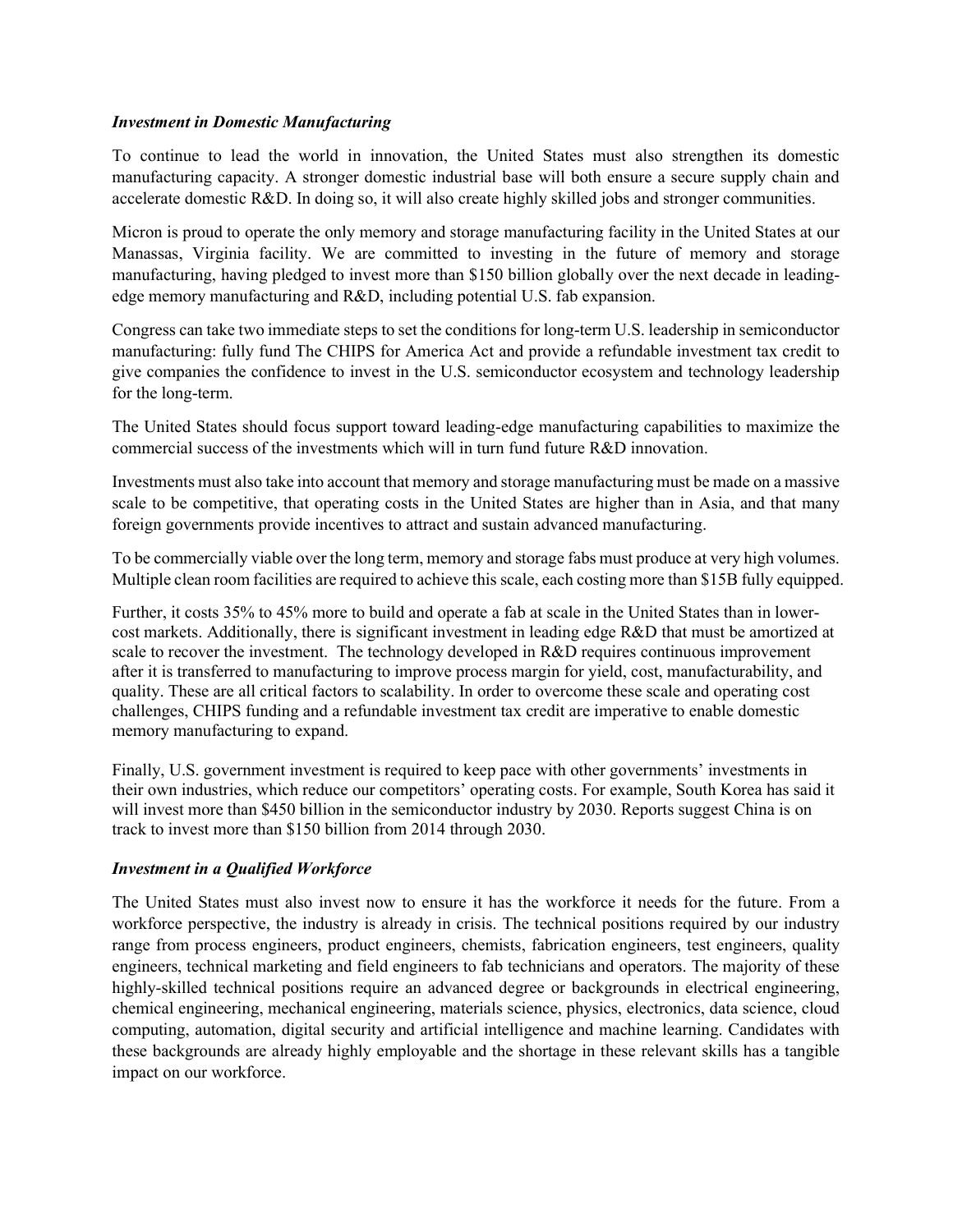### *Investment in Domestic Manufacturing*

To continue to lead the world in innovation, the United States must also strengthen its domestic manufacturing capacity. A stronger domestic industrial base will both ensure a secure supply chain and accelerate domestic R&D. In doing so, it will also create highly skilled jobs and stronger communities.

Micron is proud to operate the only memory and storage manufacturing facility in the United States at our Manassas, Virginia facility. We are committed to investing in the future of memory and storage manufacturing, having pledged to invest more than $150 billion globally over the next decade in leading-edge memory manufacturing and R&D, including potential U.S. fab expansion.

Congress can take two immediate steps to set the conditions for long-term U.S. leadership in semiconductor manufacturing: fully fund The CHIPS for America Act and provide a refundable investment tax credit to give companies the confidence to invest in the U.S. semiconductor ecosystem and technology leadership for the long-term.

The United States should focus support toward leading-edge manufacturing capabilities to maximize the commercial success of the investments which will in turn fund future R&D innovation.

Investments must also take into account that memory and storage manufacturing must be made on a massive scale to be competitive, that operating costs in the United States are higher than in Asia, and that many foreign governments provide incentives to attract and sustain advanced manufacturing.

To be commercially viable over the long term, memory and storage fabs must produce at very high volumes. Multiple clean room facilities are required to achieve this scale, each costing more than $15B fully equipped.

Further, it costs 35% to 45% more to build and operate a fab at scale in the United States than in lower-cost markets. Additionally, there is significant investment in leading edge R&D that must be amortized at scale to recover the investment. The technology developed in R&D requires continuous improvement after it is transferred to manufacturing to improve process margin for yield, cost, manufacturability, and quality. These are all critical factors to scalability. In order to overcome these scale and operating cost challenges, CHIPS funding and a refundable investment tax credit are imperative to enable domestic memory manufacturing to expand.

Finally, U.S. government investment is required to keep pace with other governments' investments in their own industries, which reduce our competitors' operating costs. For example, South Korea has said it will invest more than $450 billion in the semiconductor industry by 2030. Reports suggest China is on track to invest more than $150 billion from 2014 through 2030.

### *Investment in a Qualified Workforce*

The United States must also invest now to ensure it has the workforce it needs for the future. From a workforce perspective, the industry is already in crisis. The technical positions required by our industry range from process engineers, product engineers, chemists, fabrication engineers, test engineers, quality engineers, technical marketing and field engineers to fab technicians and operators. The majority of these highly-skilled technical positions require an advanced degree or backgrounds in electrical engineering, chemical engineering, mechanical engineering, materials science, physics, electronics, data science, cloud computing, automation, digital security and artificial intelligence and machine learning. Candidates with these backgrounds are already highly employable and the shortage in these relevant skills has a tangible impact on our workforce.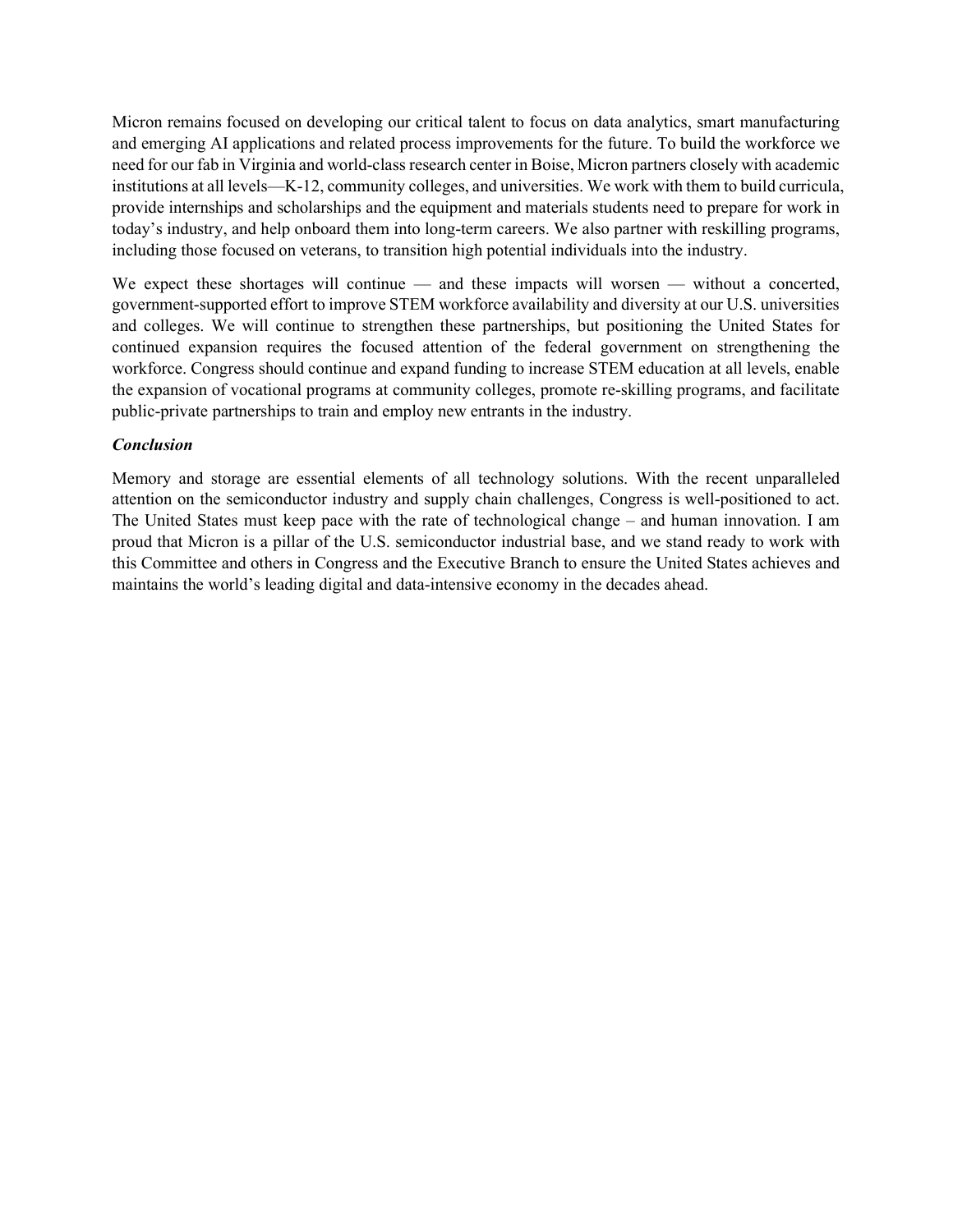Micron remains focused on developing our critical talent to focus on data analytics, smart manufacturing and emerging AI applications and related process improvements for the future. To build the workforce we need for our fab in Virginia and world-class research center in Boise, Micron partners closely with academic institutions at all levels—K-12, community colleges, and universities. We work with them to build curricula, provide internships and scholarships and the equipment and materials students need to prepare for work in today's industry, and help onboard them into long-term careers. We also partner with reskilling programs, including those focused on veterans, to transition high potential individuals into the industry.

We expect these shortages will continue — and these impacts will worsen — without a concerted, government-supported effort to improve STEM workforce availability and diversity at our U.S. universities and colleges. We will continue to strengthen these partnerships, but positioning the United States for continued expansion requires the focused attention of the federal government on strengthening the workforce. Congress should continue and expand funding to increase STEM education at all levels, enable the expansion of vocational programs at community colleges, promote re-skilling programs, and facilitate public-private partnerships to train and employ new entrants in the industry.

***Conclusion***

Memory and storage are essential elements of all technology solutions. With the recent unparalleled attention on the semiconductor industry and supply chain challenges, Congress is well-positioned to act. The United States must keep pace with the rate of technological change – and human innovation. I am proud that Micron is a pillar of the U.S. semiconductor industrial base, and we stand ready to work with this Committee and others in Congress and the Executive Branch to ensure the United States achieves and maintains the world's leading digital and data-intensive economy in the decades ahead.